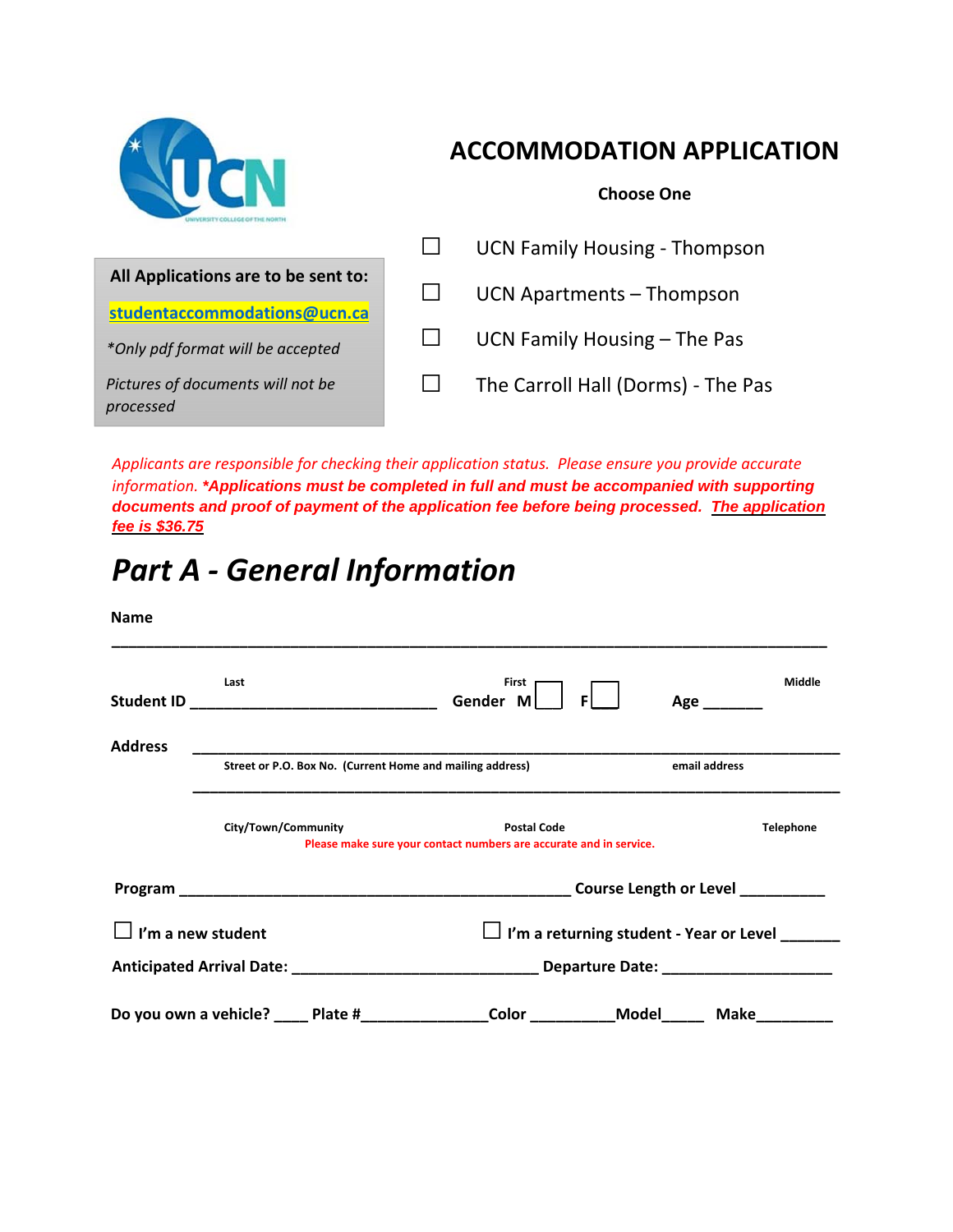# ACCOMMODATION APPLICATION

**Choose One**

☐ UCN Family Housing - Thompson

☐ UCN Apartments – Thompson

☐ UCN Family Housing – The Pas

☐ The Carroll Hall (Dorms) - The Pas

**All Applications are to be sent to:**

**studentaccommodations@ucn.ca**

*\*Only pdf format will be accepted*

*Pictures of documents will not be processed*

*Applicants are responsible for checking their application status. Please ensure you provide accurate information.* ***\*Applications must be completed in full and must be accompanied with supporting documents and proof of payment of the application fee before being processed. The application fee is $36.75***

# *Part A - General Information*

**Name** ______________________________________________________________________________

Last First Middle

**Student ID** ____________________________ **Gender M** ☐ **F** ☐ **Age** _______

**Address** ______________________________________________________________________________

Street or P.O. Box No. (Current Home and mailing address) email address

______________________________________________________________________________

City/Town/Community Postal Code Telephone

Please make sure your contact numbers are accurate and in service.

**Program** _____________________________________________ **Course Length or Level** __________

☐ **I'm a new student** ☐ **I'm a returning student - Year or Level** _______

**Anticipated Arrival Date:** ____________________________ **Departure Date:** ____________________

**Do you own a vehicle?** ____ **Plate #**______________**Color** __________**Model**_____ **Make**_________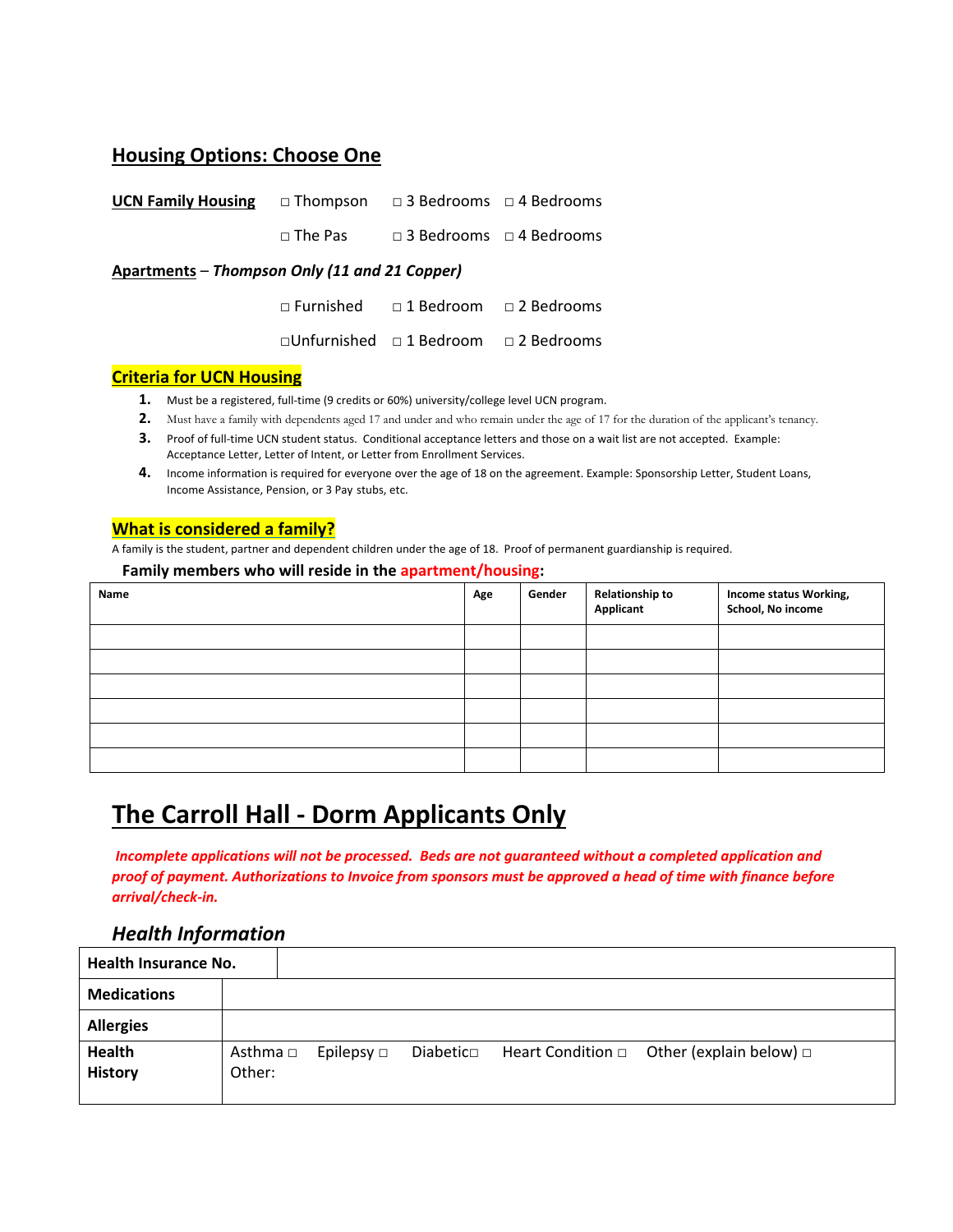## Housing Options: Choose One

**UCN Family Housing** □ Thompson □ 3 Bedrooms □ 4 Bedrooms

□ The Pas □ 3 Bedrooms □ 4 Bedrooms

**Apartments** – ***Thompson Only (11 and 21 Copper)***

□ Furnished □ 1 Bedroom □ 2 Bedrooms

□Unfurnished □ 1 Bedroom □ 2 Bedrooms

### Criteria for UCN Housing

1. Must be a registered, full-time (9 credits or 60%) university/college level UCN program.
2. Must have a family with dependents aged 17 and under and who remain under the age of 17 for the duration of the applicant's tenancy.
3. Proof of full-time UCN student status. Conditional acceptance letters and those on a wait list are not accepted. Example: Acceptance Letter, Letter of Intent, or Letter from Enrollment Services.
4. Income information is required for everyone over the age of 18 on the agreement. Example: Sponsorship Letter, Student Loans, Income Assistance, Pension, or 3 Pay stubs, etc.

### What is considered a family?

A family is the student, partner and dependent children under the age of 18. Proof of permanent guardianship is required.

**Family members who will reside in the apartment/housing:**

| Name | Age | Gender | Relationship to Applicant | Income status Working, School, No income |
|---|---|---|---|---|
| | | | | |
| | | | | |
| | | | | |
| | | | | |
| | | | | |
| | | | | |

# The Carroll Hall - Dorm Applicants Only

***Incomplete applications will not be processed. Beds are not guaranteed without a completed application and proof of payment. Authorizations to Invoice from sponsors must be approved a head of time with finance before arrival/check-in.***

### *Health Information*

| | |
|---|---|
| **Health Insurance No.** | |
| **Medications** | |
| **Allergies** | |
| **Health History** | Asthma □ Epilepsy □ Diabetic□ Heart Condition □ Other (explain below) □<br>Other: |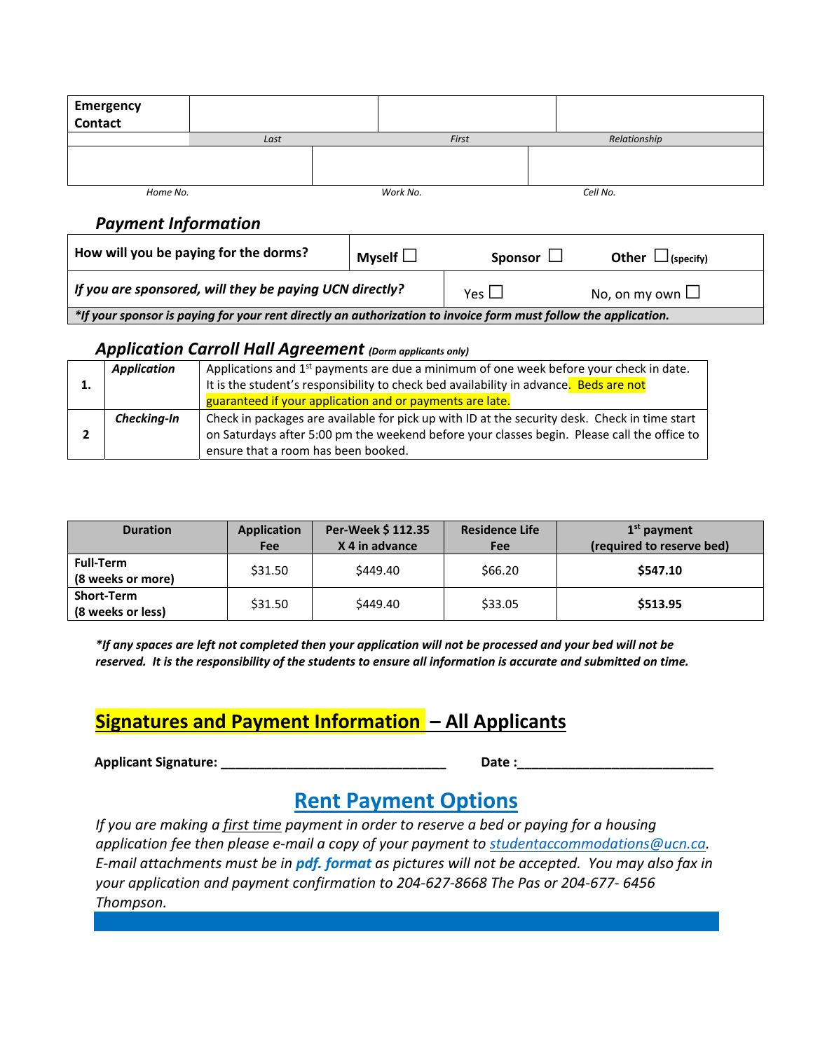| Emergency Contact | | | |
|---|---|---|---|
| | Last | First | Relationship |
| Home No. | | Work No. | Cell No. |

### *Payment Information*

| How will you be paying for the dorms? | Myself ☐ | Sponsor ☐ | Other ☐ (specify) |
|---|---|---|---|
| *If you are sponsored, will they be paying UCN directly?* | Yes ☐ | No, on my own ☐ | |
| ***If your sponsor is paying for your rent directly an authorization to invoice form must follow the application.*** | | | |

### *Application Carroll Hall Agreement* *(Dorm applicants only)*

| | | |
|---|---|---|
| **1.** | ***Application*** | Applications and 1st payments are due a minimum of one week before your check in date. It is the student's responsibility to check bed availability in advance. Beds are not guaranteed if your application and or payments are late. |
| **2** | ***Checking-In*** | Check in packages are available for pick up with ID at the security desk. Check in time start on Saturdays after 5:00 pm the weekend before your classes begin. Please call the office to ensure that a room has been booked. |

| Duration | Application Fee | Per-Week $ 112.35 X 4 in advance | Residence Life Fee | 1st payment (required to reserve bed) |
|---|---|---|---|---|
| **Full-Term (8 weeks or more)** | $31.50 | $449.40 | $66.20 | **$547.10** |
| **Short-Term (8 weeks or less)** | $31.50 | $449.40 | $33.05 | **$513.95** |

***If any spaces are left not completed then your application will not be processed and your bed will not be reserved. It is the responsibility of the students to ensure all information is accurate and submitted on time.***

## Signatures and Payment Information – All Applicants

**Applicant Signature:** ________________________________ **Date :**___________________________

## Rent Payment Options

*If you are making a first time payment in order to reserve a bed or paying for a housing application fee then please e-mail a copy of your payment to studentaccommodations@ucn.ca. E-mail attachments must be in **pdf. format** as pictures will not be accepted. You may also fax in your application and payment confirmation to 204-627-8668 The Pas or 204-677- 6456 Thompson.*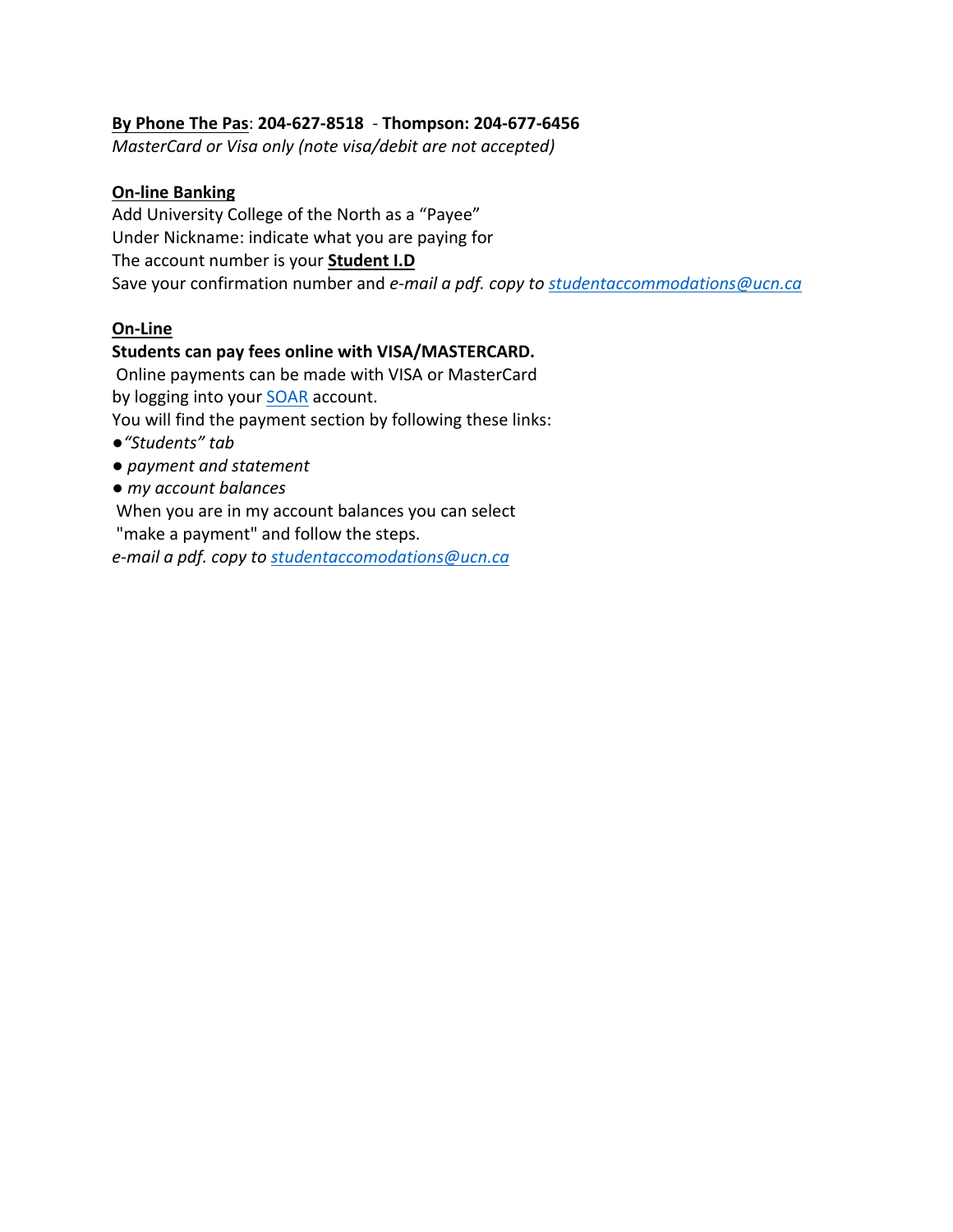**<u>By Phone The Pas</u>: 204-627-8518** - **Thompson: 204-677-6456**
*MasterCard or Visa only (note visa/debit are not accepted)*

**<u>On-line Banking</u>**
Add University College of the North as a "Payee"
Under Nickname: indicate what you are paying for
The account number is your **<u>Student I.D</u>**
Save your confirmation number and *e-mail a pdf. copy to studentaccommodations@ucn.ca*

**<u>On-Line</u>**
**Students can pay fees online with VISA/MASTERCARD.**
Online payments can be made with VISA or MasterCard
by logging into your SOAR account.
You will find the payment section by following these links:

- *"Students" tab*
- *payment and statement*
- *my account balances*

When you are in my account balances you can select
"make a payment" and follow the steps.
*e-mail a pdf. copy to studentaccomodations@ucn.ca*